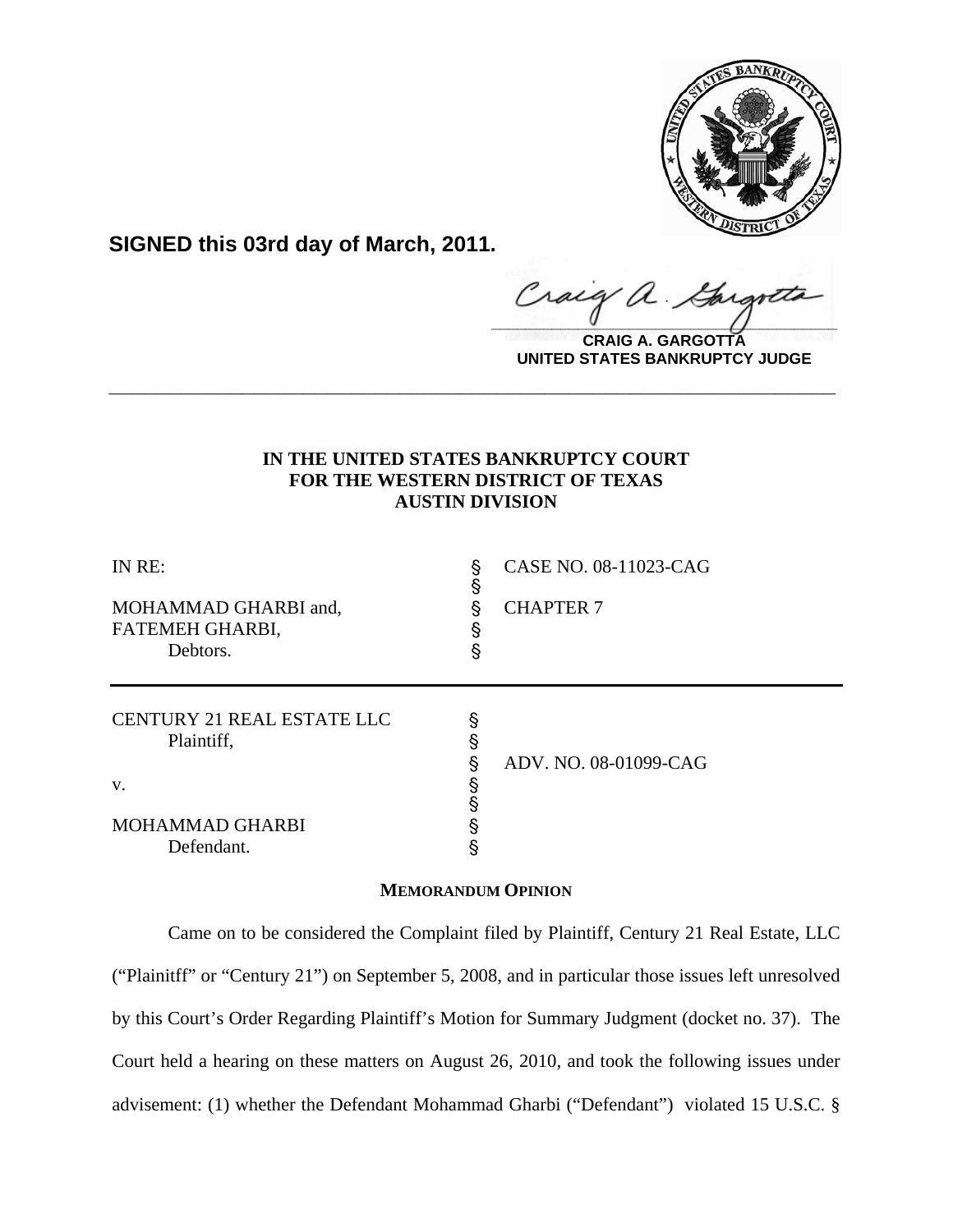**SIGNED this 03rd day of March, 2011.**

**CRAIG A. GARGOTTA**
**UNITED STATES BANKRUPTCY JUDGE**

---

**IN THE UNITED STATES BANKRUPTCY COURT**
**FOR THE WESTERN DISTRICT OF TEXAS**
**AUSTIN DIVISION**

| | | |
|---|---|---|
| IN RE: | § | CASE NO. 08-11023-CAG |
| | § | |
| MOHAMMAD GHARBI and, | § | CHAPTER 7 |
| FATEMEH GHARBI, | § | |
| Debtors. | § | |

| | | |
|---|---|---|
| CENTURY 21 REAL ESTATE LLC | § | |
| Plaintiff, | § | |
| | § | ADV. NO. 08-01099-CAG |
| v. | § | |
| | § | |
| MOHAMMAD GHARBI | § | |
| Defendant. | § | |

**MEMORANDUM OPINION**

Came on to be considered the Complaint filed by Plaintiff, Century 21 Real Estate, LLC ("Plainitff" or "Century 21") on September 5, 2008, and in particular those issues left unresolved by this Court's Order Regarding Plaintiff's Motion for Summary Judgment (docket no. 37). The Court held a hearing on these matters on August 26, 2010, and took the following issues under advisement: (1) whether the Defendant Mohammad Gharbi ("Defendant") violated 15 U.S.C. §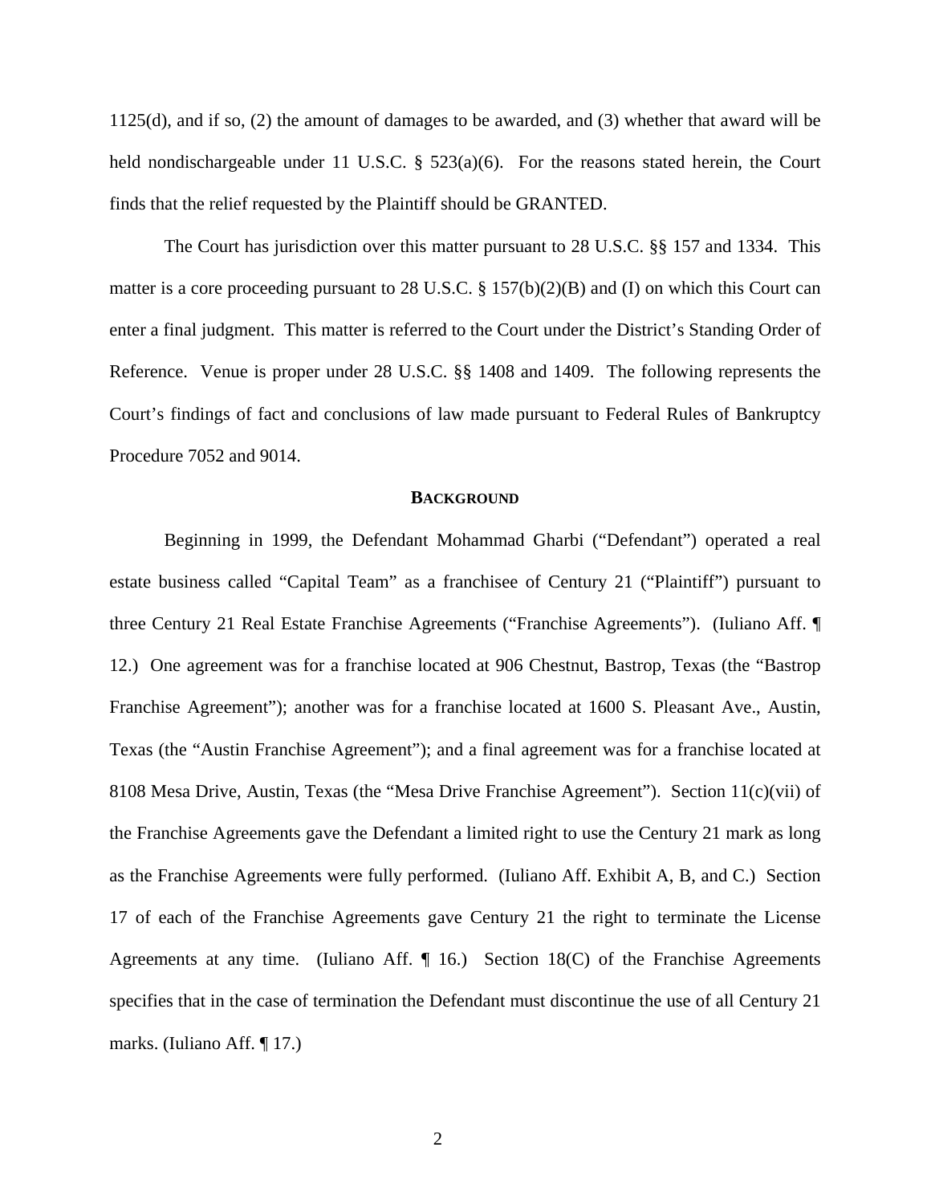1125(d), and if so, (2) the amount of damages to be awarded, and (3) whether that award will be held nondischargeable under 11 U.S.C. § 523(a)(6). For the reasons stated herein, the Court finds that the relief requested by the Plaintiff should be GRANTED.

The Court has jurisdiction over this matter pursuant to 28 U.S.C. §§ 157 and 1334. This matter is a core proceeding pursuant to 28 U.S.C. § 157(b)(2)(B) and (I) on which this Court can enter a final judgment. This matter is referred to the Court under the District's Standing Order of Reference. Venue is proper under 28 U.S.C. §§ 1408 and 1409. The following represents the Court's findings of fact and conclusions of law made pursuant to Federal Rules of Bankruptcy Procedure 7052 and 9014.

## BACKGROUND

Beginning in 1999, the Defendant Mohammad Gharbi ("Defendant") operated a real estate business called "Capital Team" as a franchisee of Century 21 ("Plaintiff") pursuant to three Century 21 Real Estate Franchise Agreements ("Franchise Agreements"). (Iuliano Aff. ¶ 12.) One agreement was for a franchise located at 906 Chestnut, Bastrop, Texas (the "Bastrop Franchise Agreement"); another was for a franchise located at 1600 S. Pleasant Ave., Austin, Texas (the "Austin Franchise Agreement"); and a final agreement was for a franchise located at 8108 Mesa Drive, Austin, Texas (the "Mesa Drive Franchise Agreement"). Section 11(c)(vii) of the Franchise Agreements gave the Defendant a limited right to use the Century 21 mark as long as the Franchise Agreements were fully performed. (Iuliano Aff. Exhibit A, B, and C.) Section 17 of each of the Franchise Agreements gave Century 21 the right to terminate the License Agreements at any time. (Iuliano Aff. ¶ 16.) Section 18(C) of the Franchise Agreements specifies that in the case of termination the Defendant must discontinue the use of all Century 21 marks. (Iuliano Aff. ¶ 17.)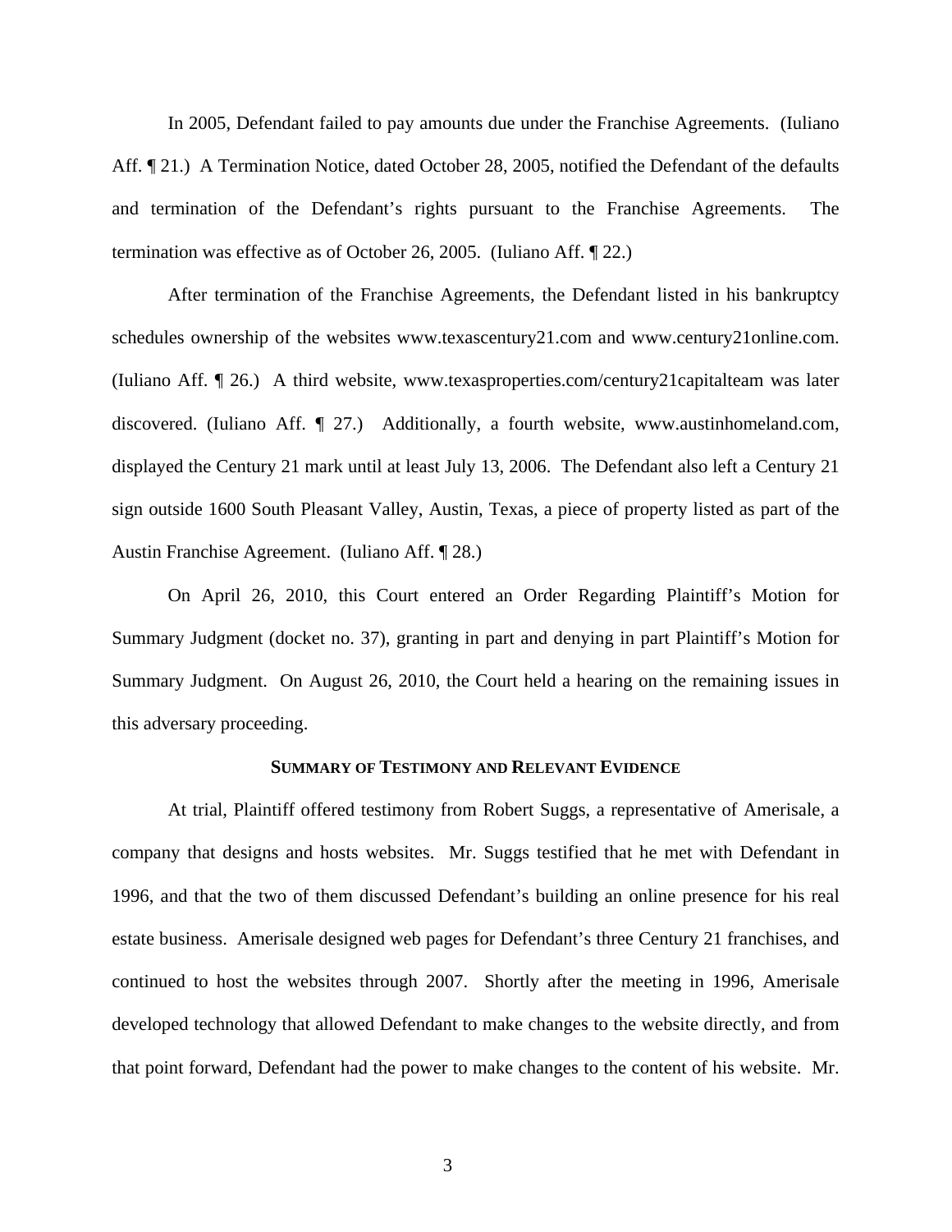In 2005, Defendant failed to pay amounts due under the Franchise Agreements. (Iuliano Aff. ¶ 21.) A Termination Notice, dated October 28, 2005, notified the Defendant of the defaults and termination of the Defendant's rights pursuant to the Franchise Agreements. The termination was effective as of October 26, 2005. (Iuliano Aff. ¶ 22.)

After termination of the Franchise Agreements, the Defendant listed in his bankruptcy schedules ownership of the websites www.texascentury21.com and www.century21online.com. (Iuliano Aff. ¶ 26.) A third website, www.texasproperties.com/century21capitalteam was later discovered. (Iuliano Aff. ¶ 27.) Additionally, a fourth website, www.austinhomeland.com, displayed the Century 21 mark until at least July 13, 2006. The Defendant also left a Century 21 sign outside 1600 South Pleasant Valley, Austin, Texas, a piece of property listed as part of the Austin Franchise Agreement. (Iuliano Aff. ¶ 28.)

On April 26, 2010, this Court entered an Order Regarding Plaintiff's Motion for Summary Judgment (docket no. 37), granting in part and denying in part Plaintiff's Motion for Summary Judgment. On August 26, 2010, the Court held a hearing on the remaining issues in this adversary proceeding.

## SUMMARY OF TESTIMONY AND RELEVANT EVIDENCE

At trial, Plaintiff offered testimony from Robert Suggs, a representative of Amerisale, a company that designs and hosts websites. Mr. Suggs testified that he met with Defendant in 1996, and that the two of them discussed Defendant's building an online presence for his real estate business. Amerisale designed web pages for Defendant's three Century 21 franchises, and continued to host the websites through 2007. Shortly after the meeting in 1996, Amerisale developed technology that allowed Defendant to make changes to the website directly, and from that point forward, Defendant had the power to make changes to the content of his website. Mr.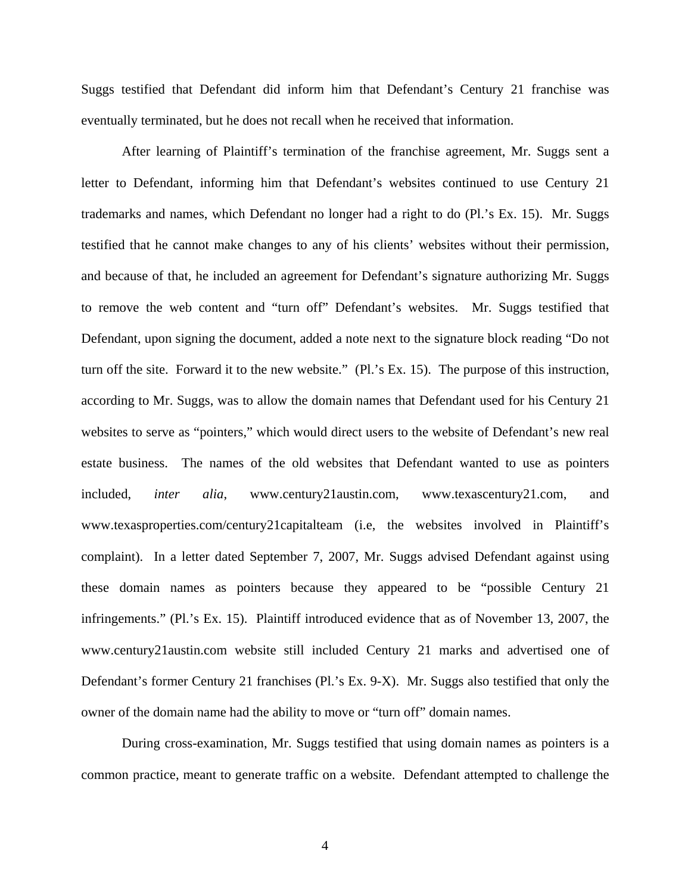Suggs testified that Defendant did inform him that Defendant's Century 21 franchise was eventually terminated, but he does not recall when he received that information.

After learning of Plaintiff's termination of the franchise agreement, Mr. Suggs sent a letter to Defendant, informing him that Defendant's websites continued to use Century 21 trademarks and names, which Defendant no longer had a right to do (Pl.'s Ex. 15). Mr. Suggs testified that he cannot make changes to any of his clients' websites without their permission, and because of that, he included an agreement for Defendant's signature authorizing Mr. Suggs to remove the web content and "turn off" Defendant's websites. Mr. Suggs testified that Defendant, upon signing the document, added a note next to the signature block reading "Do not turn off the site. Forward it to the new website." (Pl.'s Ex. 15). The purpose of this instruction, according to Mr. Suggs, was to allow the domain names that Defendant used for his Century 21 websites to serve as "pointers," which would direct users to the website of Defendant's new real estate business. The names of the old websites that Defendant wanted to use as pointers included, *inter alia*, www.century21austin.com, www.texascentury21.com, and www.texasproperties.com/century21capitalteam (i.e, the websites involved in Plaintiff's complaint). In a letter dated September 7, 2007, Mr. Suggs advised Defendant against using these domain names as pointers because they appeared to be "possible Century 21 infringements." (Pl.'s Ex. 15). Plaintiff introduced evidence that as of November 13, 2007, the www.century21austin.com website still included Century 21 marks and advertised one of Defendant's former Century 21 franchises (Pl.'s Ex. 9-X). Mr. Suggs also testified that only the owner of the domain name had the ability to move or "turn off" domain names.

During cross-examination, Mr. Suggs testified that using domain names as pointers is a common practice, meant to generate traffic on a website. Defendant attempted to challenge the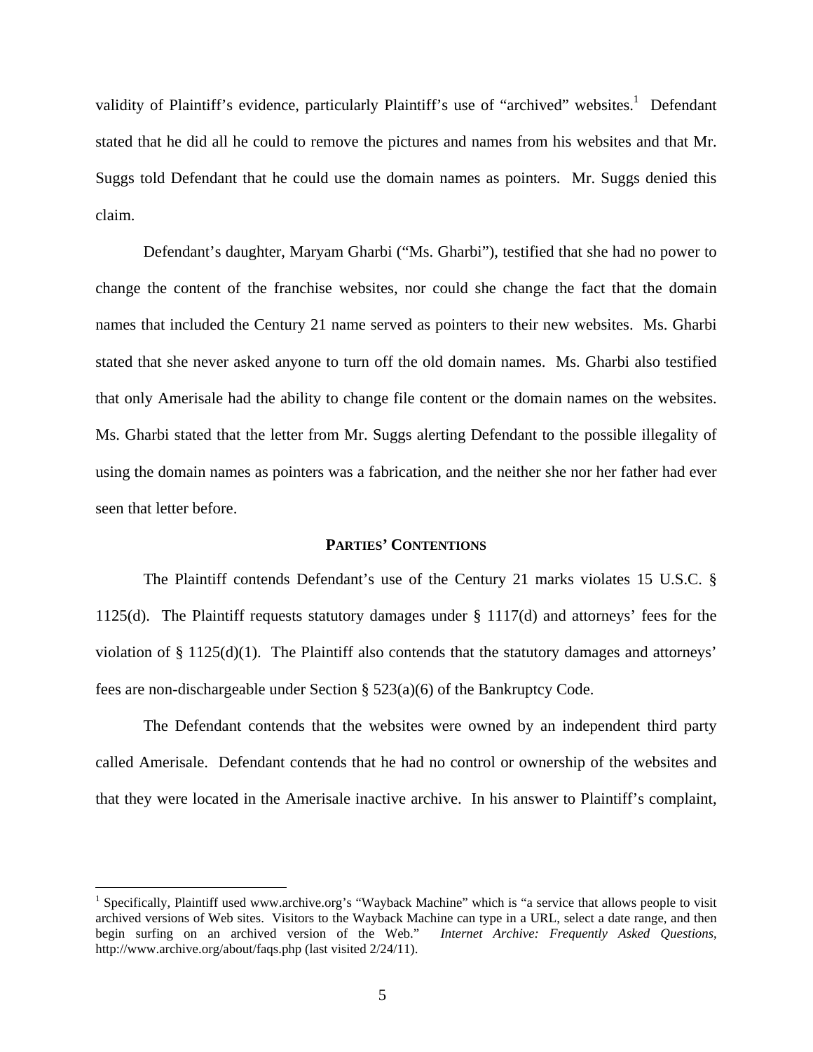validity of Plaintiff's evidence, particularly Plaintiff's use of "archived" websites.[1] Defendant stated that he did all he could to remove the pictures and names from his websites and that Mr. Suggs told Defendant that he could use the domain names as pointers. Mr. Suggs denied this claim.

Defendant's daughter, Maryam Gharbi ("Ms. Gharbi"), testified that she had no power to change the content of the franchise websites, nor could she change the fact that the domain names that included the Century 21 name served as pointers to their new websites. Ms. Gharbi stated that she never asked anyone to turn off the old domain names. Ms. Gharbi also testified that only Amerisale had the ability to change file content or the domain names on the websites. Ms. Gharbi stated that the letter from Mr. Suggs alerting Defendant to the possible illegality of using the domain names as pointers was a fabrication, and the neither she nor her father had ever seen that letter before.

**PARTIES' CONTENTIONS**

The Plaintiff contends Defendant's use of the Century 21 marks violates 15 U.S.C. § 1125(d). The Plaintiff requests statutory damages under § 1117(d) and attorneys' fees for the violation of § 1125(d)(1). The Plaintiff also contends that the statutory damages and attorneys' fees are non-dischargeable under Section § 523(a)(6) of the Bankruptcy Code.

The Defendant contends that the websites were owned by an independent third party called Amerisale. Defendant contends that he had no control or ownership of the websites and that they were located in the Amerisale inactive archive. In his answer to Plaintiff's complaint,

---

[1] Specifically, Plaintiff used www.archive.org's "Wayback Machine" which is "a service that allows people to visit archived versions of Web sites. Visitors to the Wayback Machine can type in a URL, select a date range, and then begin surfing on an archived version of the Web." *Internet Archive: Frequently Asked Questions*, http://www.archive.org/about/faqs.php (last visited 2/24/11).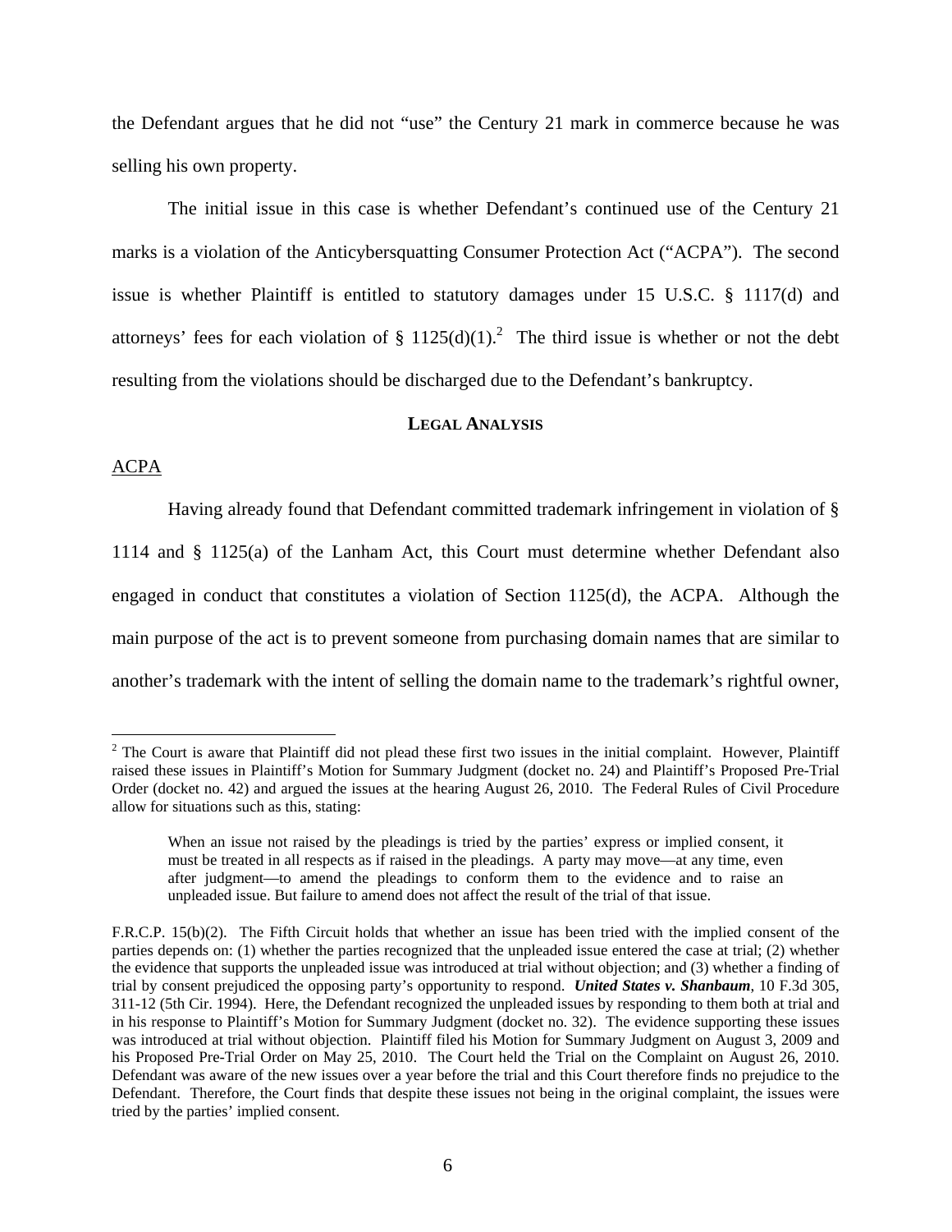the Defendant argues that he did not "use" the Century 21 mark in commerce because he was selling his own property.

The initial issue in this case is whether Defendant's continued use of the Century 21 marks is a violation of the Anticybersquatting Consumer Protection Act ("ACPA"). The second issue is whether Plaintiff is entitled to statutory damages under 15 U.S.C. § 1117(d) and attorneys' fees for each violation of § 1125(d)(1).[2] The third issue is whether or not the debt resulting from the violations should be discharged due to the Defendant's bankruptcy.

**LEGAL ANALYSIS**

ACPA

Having already found that Defendant committed trademark infringement in violation of § 1114 and § 1125(a) of the Lanham Act, this Court must determine whether Defendant also engaged in conduct that constitutes a violation of Section 1125(d), the ACPA. Although the main purpose of the act is to prevent someone from purchasing domain names that are similar to another's trademark with the intent of selling the domain name to the trademark's rightful owner,

---

[2] The Court is aware that Plaintiff did not plead these first two issues in the initial complaint. However, Plaintiff raised these issues in Plaintiff's Motion for Summary Judgment (docket no. 24) and Plaintiff's Proposed Pre-Trial Order (docket no. 42) and argued the issues at the hearing August 26, 2010. The Federal Rules of Civil Procedure allow for situations such as this, stating:

> When an issue not raised by the pleadings is tried by the parties' express or implied consent, it must be treated in all respects as if raised in the pleadings. A party may move—at any time, even after judgment—to amend the pleadings to conform them to the evidence and to raise an unpleaded issue. But failure to amend does not affect the result of the trial of that issue.

F.R.C.P. 15(b)(2). The Fifth Circuit holds that whether an issue has been tried with the implied consent of the parties depends on: (1) whether the parties recognized that the unpleaded issue entered the case at trial; (2) whether the evidence that supports the unpleaded issue was introduced at trial without objection; and (3) whether a finding of trial by consent prejudiced the opposing party's opportunity to respond. ***United States v. Shanbaum***, 10 F.3d 305, 311-12 (5th Cir. 1994). Here, the Defendant recognized the unpleaded issues by responding to them both at trial and in his response to Plaintiff's Motion for Summary Judgment (docket no. 32). The evidence supporting these issues was introduced at trial without objection. Plaintiff filed his Motion for Summary Judgment on August 3, 2009 and his Proposed Pre-Trial Order on May 25, 2010. The Court held the Trial on the Complaint on August 26, 2010. Defendant was aware of the new issues over a year before the trial and this Court therefore finds no prejudice to the Defendant. Therefore, the Court finds that despite these issues not being in the original complaint, the issues were tried by the parties' implied consent.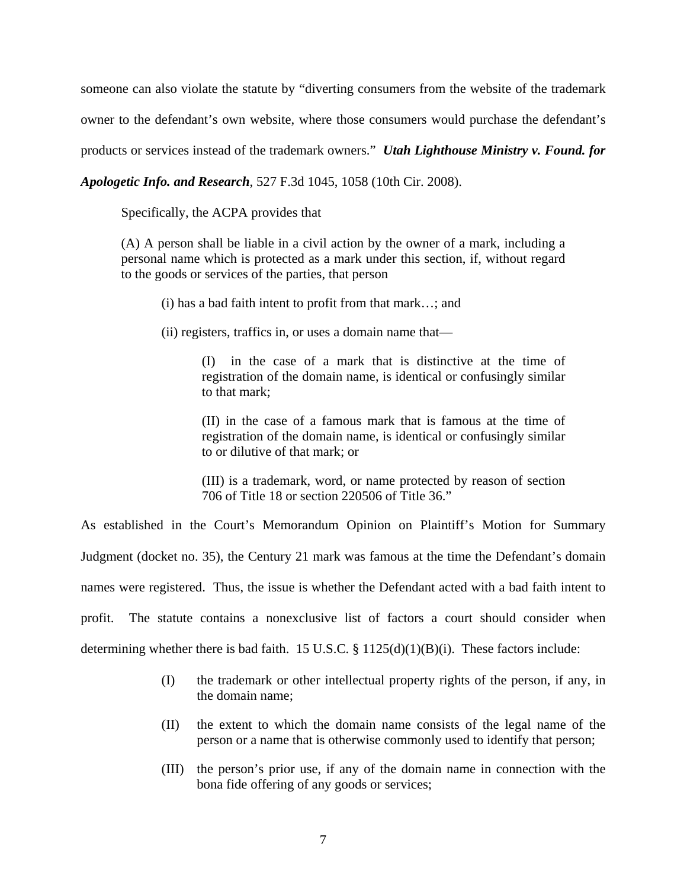someone can also violate the statute by "diverting consumers from the website of the trademark owner to the defendant's own website, where those consumers would purchase the defendant's products or services instead of the trademark owners." ***Utah Lighthouse Ministry v. Found. for Apologetic Info. and Research***, 527 F.3d 1045, 1058 (10th Cir. 2008).

Specifically, the ACPA provides that

> (A) A person shall be liable in a civil action by the owner of a mark, including a personal name which is protected as a mark under this section, if, without regard to the goods or services of the parties, that person
>
> > (i) has a bad faith intent to profit from that mark…; and
> >
> > (ii) registers, traffics in, or uses a domain name that—
> >
> > > (I) in the case of a mark that is distinctive at the time of registration of the domain name, is identical or confusingly similar to that mark;
> > >
> > > (II) in the case of a famous mark that is famous at the time of registration of the domain name, is identical or confusingly similar to or dilutive of that mark; or
> > >
> > > (III) is a trademark, word, or name protected by reason of section 706 of Title 18 or section 220506 of Title 36."

As established in the Court's Memorandum Opinion on Plaintiff's Motion for Summary Judgment (docket no. 35), the Century 21 mark was famous at the time the Defendant's domain names were registered. Thus, the issue is whether the Defendant acted with a bad faith intent to profit. The statute contains a nonexclusive list of factors a court should consider when determining whether there is bad faith. 15 U.S.C. § 1125(d)(1)(B)(i). These factors include:

> (I) the trademark or other intellectual property rights of the person, if any, in the domain name;
>
> (II) the extent to which the domain name consists of the legal name of the person or a name that is otherwise commonly used to identify that person;
>
> (III) the person's prior use, if any of the domain name in connection with the bona fide offering of any goods or services;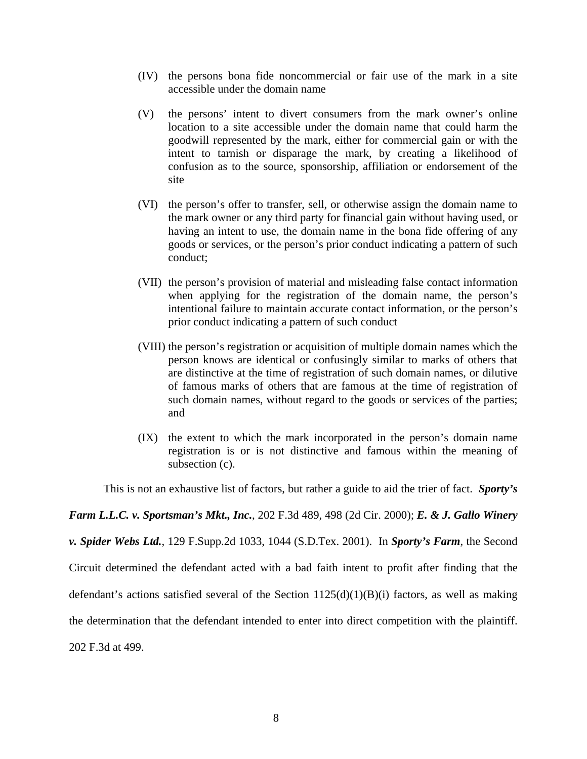(IV) the persons bona fide noncommercial or fair use of the mark in a site accessible under the domain name

(V) the persons' intent to divert consumers from the mark owner's online location to a site accessible under the domain name that could harm the goodwill represented by the mark, either for commercial gain or with the intent to tarnish or disparage the mark, by creating a likelihood of confusion as to the source, sponsorship, affiliation or endorsement of the site

(VI) the person's offer to transfer, sell, or otherwise assign the domain name to the mark owner or any third party for financial gain without having used, or having an intent to use, the domain name in the bona fide offering of any goods or services, or the person's prior conduct indicating a pattern of such conduct;

(VII) the person's provision of material and misleading false contact information when applying for the registration of the domain name, the person's intentional failure to maintain accurate contact information, or the person's prior conduct indicating a pattern of such conduct

(VIII) the person's registration or acquisition of multiple domain names which the person knows are identical or confusingly similar to marks of others that are distinctive at the time of registration of such domain names, or dilutive of famous marks of others that are famous at the time of registration of such domain names, without regard to the goods or services of the parties; and

(IX) the extent to which the mark incorporated in the person's domain name registration is or is not distinctive and famous within the meaning of subsection (c).

This is not an exhaustive list of factors, but rather a guide to aid the trier of fact. ***Sporty's Farm L.L.C. v. Sportsman's Mkt., Inc.***, 202 F.3d 489, 498 (2d Cir. 2000); ***E. & J. Gallo Winery v. Spider Webs Ltd.***, 129 F.Supp.2d 1033, 1044 (S.D.Tex. 2001). In ***Sporty's Farm***, the Second Circuit determined the defendant acted with a bad faith intent to profit after finding that the defendant's actions satisfied several of the Section 1125(d)(1)(B)(i) factors, as well as making the determination that the defendant intended to enter into direct competition with the plaintiff. 202 F.3d at 499.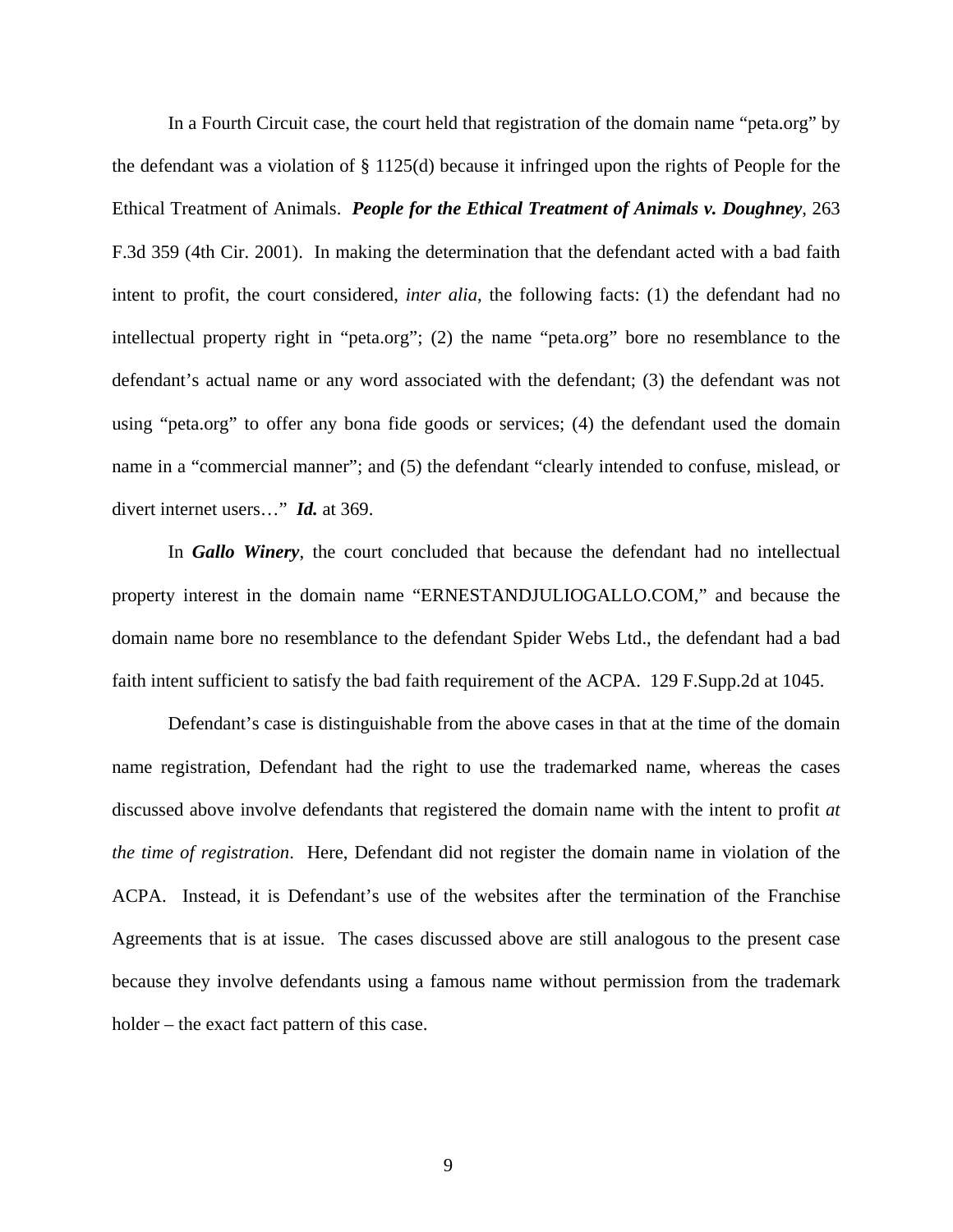In a Fourth Circuit case, the court held that registration of the domain name "peta.org" by the defendant was a violation of § 1125(d) because it infringed upon the rights of People for the Ethical Treatment of Animals. ***People for the Ethical Treatment of Animals v. Doughney***, 263 F.3d 359 (4th Cir. 2001). In making the determination that the defendant acted with a bad faith intent to profit, the court considered, *inter alia*, the following facts: (1) the defendant had no intellectual property right in "peta.org"; (2) the name "peta.org" bore no resemblance to the defendant's actual name or any word associated with the defendant; (3) the defendant was not using "peta.org" to offer any bona fide goods or services; (4) the defendant used the domain name in a "commercial manner"; and (5) the defendant "clearly intended to confuse, mislead, or divert internet users…" ***Id.*** at 369.

In ***Gallo Winery***, the court concluded that because the defendant had no intellectual property interest in the domain name "ERNESTANDJULIOGALLO.COM," and because the domain name bore no resemblance to the defendant Spider Webs Ltd., the defendant had a bad faith intent sufficient to satisfy the bad faith requirement of the ACPA. 129 F.Supp.2d at 1045.

Defendant's case is distinguishable from the above cases in that at the time of the domain name registration, Defendant had the right to use the trademarked name, whereas the cases discussed above involve defendants that registered the domain name with the intent to profit *at the time of registration*. Here, Defendant did not register the domain name in violation of the ACPA. Instead, it is Defendant's use of the websites after the termination of the Franchise Agreements that is at issue. The cases discussed above are still analogous to the present case because they involve defendants using a famous name without permission from the trademark holder – the exact fact pattern of this case.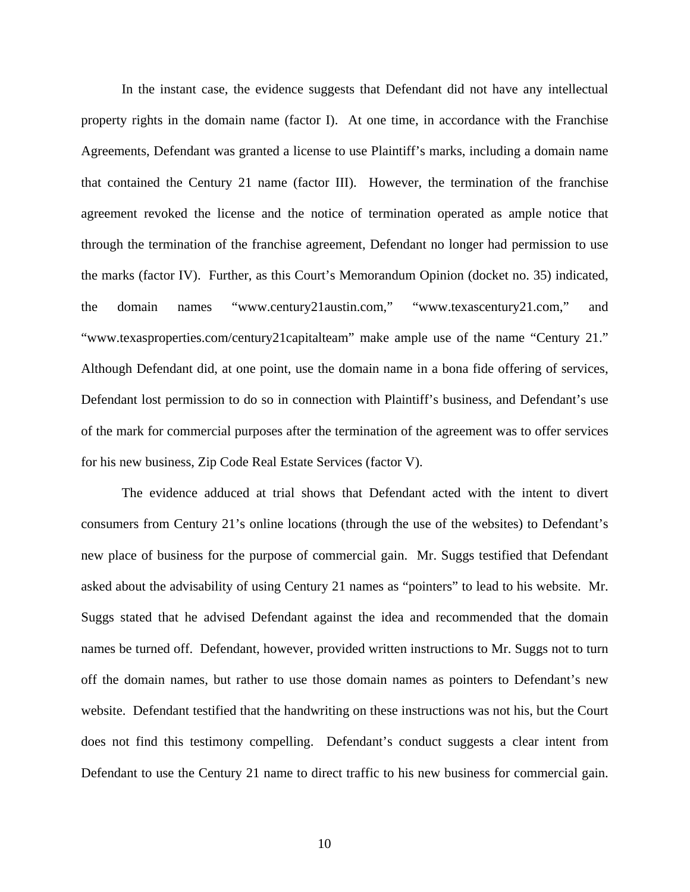In the instant case, the evidence suggests that Defendant did not have any intellectual property rights in the domain name (factor I). At one time, in accordance with the Franchise Agreements, Defendant was granted a license to use Plaintiff's marks, including a domain name that contained the Century 21 name (factor III). However, the termination of the franchise agreement revoked the license and the notice of termination operated as ample notice that through the termination of the franchise agreement, Defendant no longer had permission to use the marks (factor IV). Further, as this Court's Memorandum Opinion (docket no. 35) indicated, the domain names "www.century21austin.com," "www.texascentury21.com," and "www.texasproperties.com/century21capitalteam" make ample use of the name "Century 21." Although Defendant did, at one point, use the domain name in a bona fide offering of services, Defendant lost permission to do so in connection with Plaintiff's business, and Defendant's use of the mark for commercial purposes after the termination of the agreement was to offer services for his new business, Zip Code Real Estate Services (factor V).

The evidence adduced at trial shows that Defendant acted with the intent to divert consumers from Century 21's online locations (through the use of the websites) to Defendant's new place of business for the purpose of commercial gain. Mr. Suggs testified that Defendant asked about the advisability of using Century 21 names as "pointers" to lead to his website. Mr. Suggs stated that he advised Defendant against the idea and recommended that the domain names be turned off. Defendant, however, provided written instructions to Mr. Suggs not to turn off the domain names, but rather to use those domain names as pointers to Defendant's new website. Defendant testified that the handwriting on these instructions was not his, but the Court does not find this testimony compelling. Defendant's conduct suggests a clear intent from Defendant to use the Century 21 name to direct traffic to his new business for commercial gain.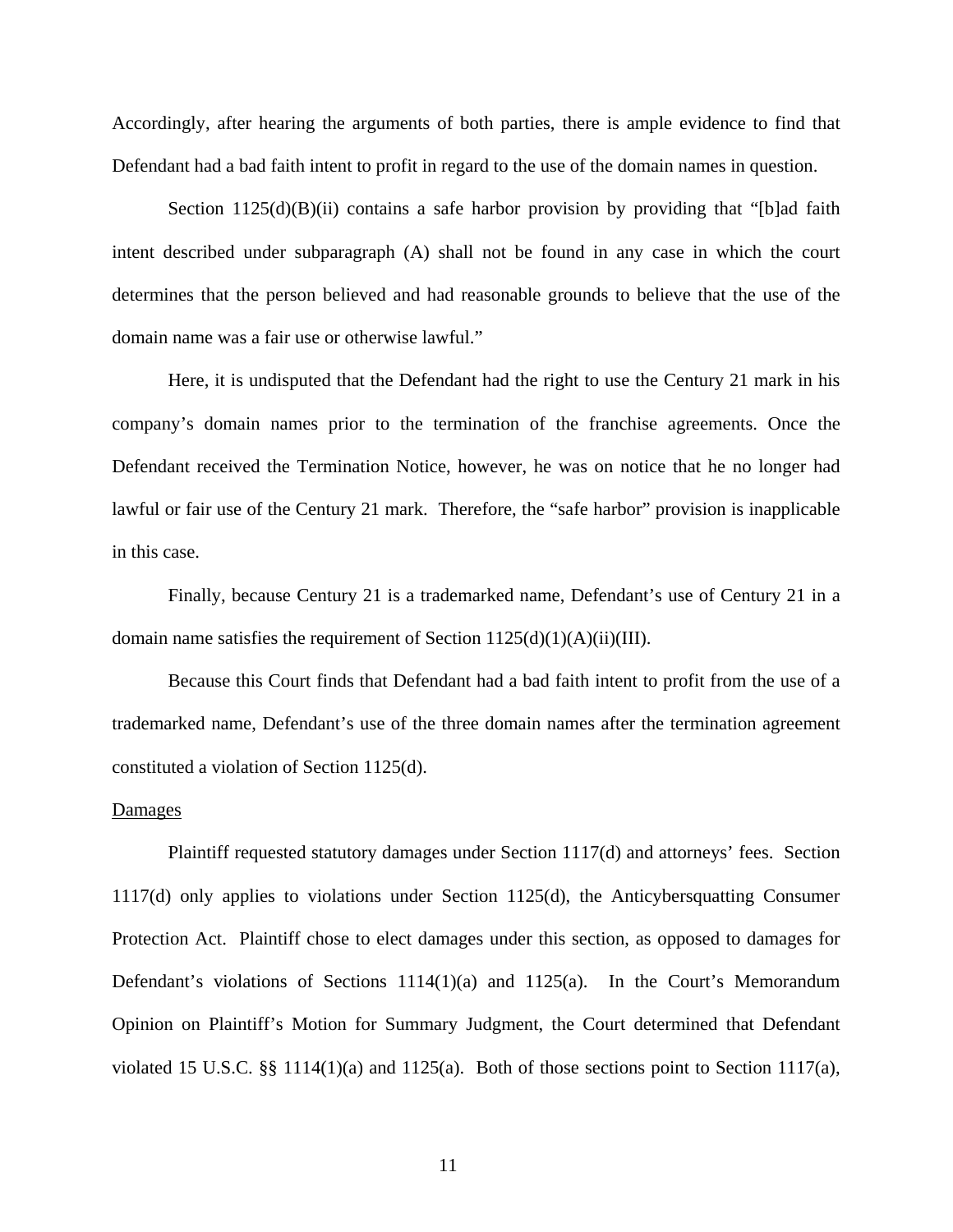Accordingly, after hearing the arguments of both parties, there is ample evidence to find that Defendant had a bad faith intent to profit in regard to the use of the domain names in question.

Section 1125(d)(B)(ii) contains a safe harbor provision by providing that "[b]ad faith intent described under subparagraph (A) shall not be found in any case in which the court determines that the person believed and had reasonable grounds to believe that the use of the domain name was a fair use or otherwise lawful."

Here, it is undisputed that the Defendant had the right to use the Century 21 mark in his company's domain names prior to the termination of the franchise agreements. Once the Defendant received the Termination Notice, however, he was on notice that he no longer had lawful or fair use of the Century 21 mark. Therefore, the "safe harbor" provision is inapplicable in this case.

Finally, because Century 21 is a trademarked name, Defendant's use of Century 21 in a domain name satisfies the requirement of Section 1125(d)(1)(A)(ii)(III).

Because this Court finds that Defendant had a bad faith intent to profit from the use of a trademarked name, Defendant's use of the three domain names after the termination agreement constituted a violation of Section 1125(d).

<u>Damages</u>

Plaintiff requested statutory damages under Section 1117(d) and attorneys' fees. Section 1117(d) only applies to violations under Section 1125(d), the Anticybersquatting Consumer Protection Act. Plaintiff chose to elect damages under this section, as opposed to damages for Defendant's violations of Sections 1114(1)(a) and 1125(a). In the Court's Memorandum Opinion on Plaintiff's Motion for Summary Judgment, the Court determined that Defendant violated 15 U.S.C. §§ 1114(1)(a) and 1125(a). Both of those sections point to Section 1117(a),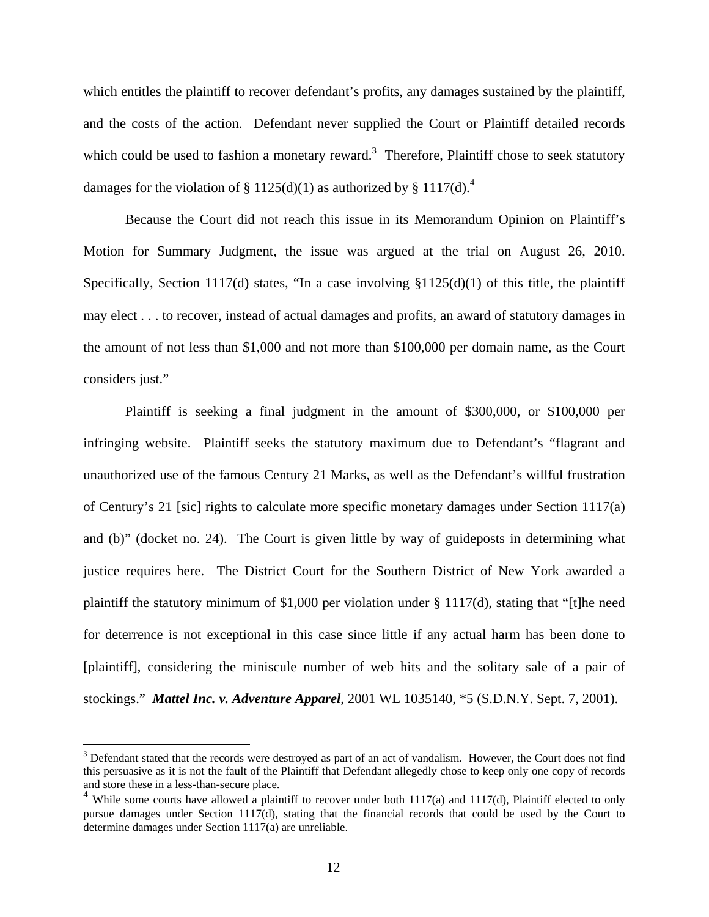which entitles the plaintiff to recover defendant's profits, any damages sustained by the plaintiff, and the costs of the action. Defendant never supplied the Court or Plaintiff detailed records which could be used to fashion a monetary reward.[3] Therefore, Plaintiff chose to seek statutory damages for the violation of § 1125(d)(1) as authorized by § 1117(d).[4]

Because the Court did not reach this issue in its Memorandum Opinion on Plaintiff's Motion for Summary Judgment, the issue was argued at the trial on August 26, 2010. Specifically, Section 1117(d) states, "In a case involving §1125(d)(1) of this title, the plaintiff may elect . . . to recover, instead of actual damages and profits, an award of statutory damages in the amount of not less than $1,000 and not more than $100,000 per domain name, as the Court considers just."

Plaintiff is seeking a final judgment in the amount of $300,000, or $100,000 per infringing website. Plaintiff seeks the statutory maximum due to Defendant's "flagrant and unauthorized use of the famous Century 21 Marks, as well as the Defendant's willful frustration of Century's 21 [sic] rights to calculate more specific monetary damages under Section 1117(a) and (b)" (docket no. 24). The Court is given little by way of guideposts in determining what justice requires here. The District Court for the Southern District of New York awarded a plaintiff the statutory minimum of $1,000 per violation under § 1117(d), stating that "[t]he need for deterrence is not exceptional in this case since little if any actual harm has been done to [plaintiff], considering the miniscule number of web hits and the solitary sale of a pair of stockings." ***Mattel Inc. v. Adventure Apparel***, 2001 WL 1035140, *5 (S.D.N.Y. Sept. 7, 2001).

---

[3] Defendant stated that the records were destroyed as part of an act of vandalism. However, the Court does not find this persuasive as it is not the fault of the Plaintiff that Defendant allegedly chose to keep only one copy of records and store these in a less-than-secure place.

[4] While some courts have allowed a plaintiff to recover under both 1117(a) and 1117(d), Plaintiff elected to only pursue damages under Section 1117(d), stating that the financial records that could be used by the Court to determine damages under Section 1117(a) are unreliable.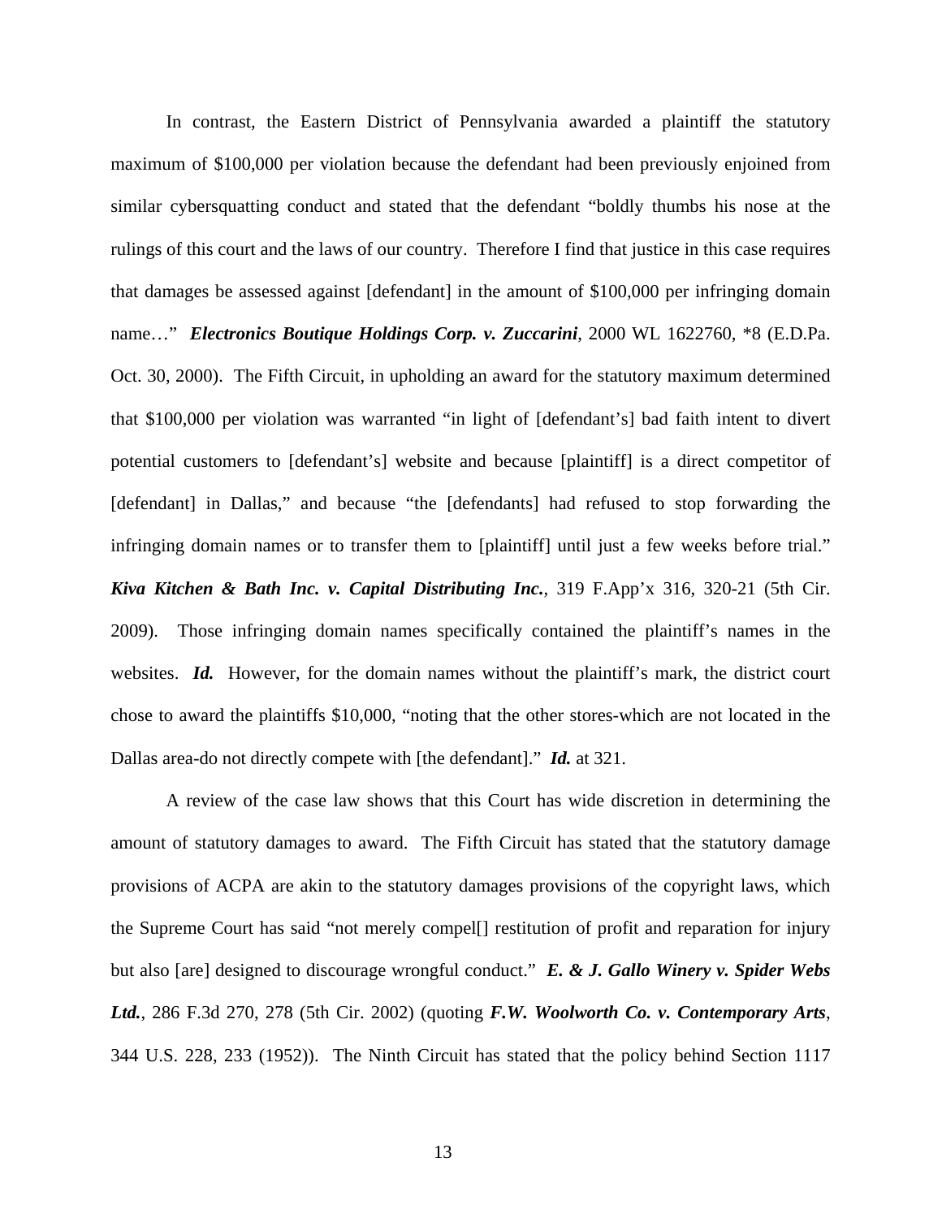In contrast, the Eastern District of Pennsylvania awarded a plaintiff the statutory maximum of $100,000 per violation because the defendant had been previously enjoined from similar cybersquatting conduct and stated that the defendant "boldly thumbs his nose at the rulings of this court and the laws of our country. Therefore I find that justice in this case requires that damages be assessed against [defendant] in the amount of $100,000 per infringing domain name…" ***Electronics Boutique Holdings Corp. v. Zuccarini***, 2000 WL 1622760, *8 (E.D.Pa. Oct. 30, 2000). The Fifth Circuit, in upholding an award for the statutory maximum determined that $100,000 per violation was warranted "in light of [defendant's] bad faith intent to divert potential customers to [defendant's] website and because [plaintiff] is a direct competitor of [defendant] in Dallas," and because "the [defendants] had refused to stop forwarding the infringing domain names or to transfer them to [plaintiff] until just a few weeks before trial." ***Kiva Kitchen & Bath Inc. v. Capital Distributing Inc.***, 319 F.App'x 316, 320-21 (5th Cir. 2009). Those infringing domain names specifically contained the plaintiff's names in the websites. ***Id.*** However, for the domain names without the plaintiff's mark, the district court chose to award the plaintiffs $10,000, "noting that the other stores-which are not located in the Dallas area-do not directly compete with [the defendant]." ***Id.*** at 321.

A review of the case law shows that this Court has wide discretion in determining the amount of statutory damages to award. The Fifth Circuit has stated that the statutory damage provisions of ACPA are akin to the statutory damages provisions of the copyright laws, which the Supreme Court has said "not merely compel[] restitution of profit and reparation for injury but also [are] designed to discourage wrongful conduct." ***E. & J. Gallo Winery v. Spider Webs Ltd.***, 286 F.3d 270, 278 (5th Cir. 2002) (quoting ***F.W. Woolworth Co. v. Contemporary Arts***, 344 U.S. 228, 233 (1952)). The Ninth Circuit has stated that the policy behind Section 1117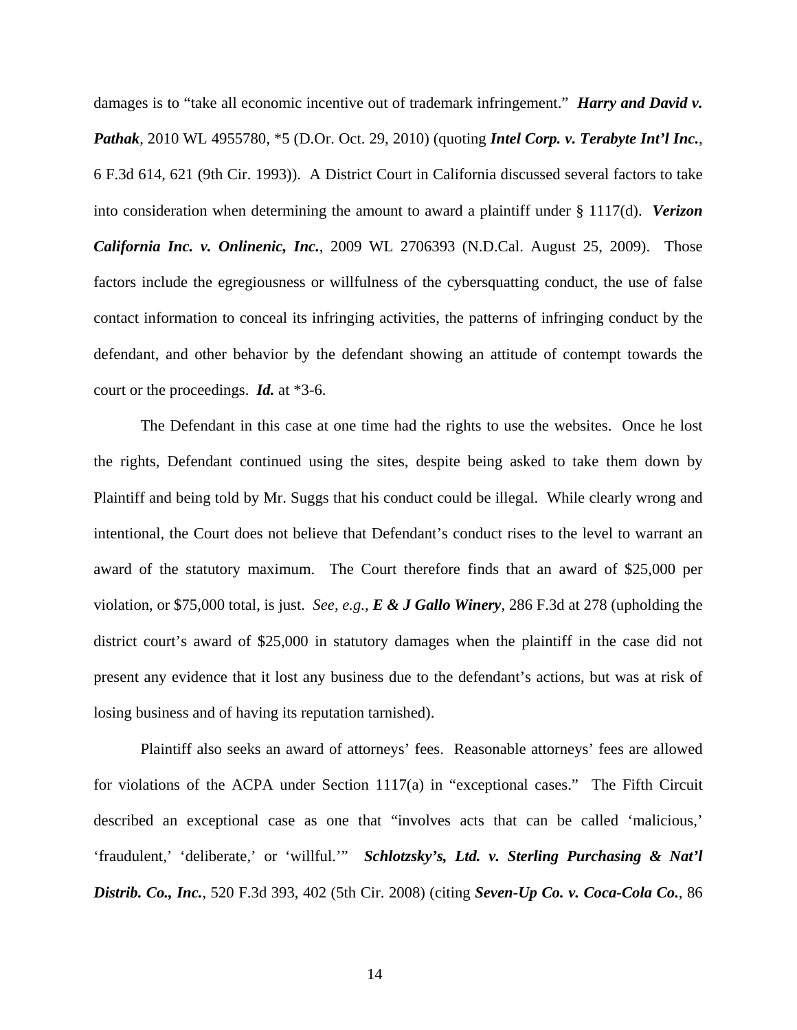damages is to "take all economic incentive out of trademark infringement." ***Harry and David v. Pathak***, 2010 WL 4955780, *5 (D.Or. Oct. 29, 2010) (quoting ***Intel Corp. v. Terabyte Int'l Inc.***, 6 F.3d 614, 621 (9th Cir. 1993)). A District Court in California discussed several factors to take into consideration when determining the amount to award a plaintiff under § 1117(d). ***Verizon California Inc. v. Onlinenic, Inc.***, 2009 WL 2706393 (N.D.Cal. August 25, 2009). Those factors include the egregiousness or willfulness of the cybersquatting conduct, the use of false contact information to conceal its infringing activities, the patterns of infringing conduct by the defendant, and other behavior by the defendant showing an attitude of contempt towards the court or the proceedings. ***Id.*** at *3-6.

The Defendant in this case at one time had the rights to use the websites. Once he lost the rights, Defendant continued using the sites, despite being asked to take them down by Plaintiff and being told by Mr. Suggs that his conduct could be illegal. While clearly wrong and intentional, the Court does not believe that Defendant's conduct rises to the level to warrant an award of the statutory maximum. The Court therefore finds that an award of $25,000 per violation, or $75,000 total, is just. *See, e.g.,* ***E & J Gallo Winery***, 286 F.3d at 278 (upholding the district court's award of $25,000 in statutory damages when the plaintiff in the case did not present any evidence that it lost any business due to the defendant's actions, but was at risk of losing business and of having its reputation tarnished).

Plaintiff also seeks an award of attorneys' fees. Reasonable attorneys' fees are allowed for violations of the ACPA under Section 1117(a) in "exceptional cases." The Fifth Circuit described an exceptional case as one that "involves acts that can be called 'malicious,' 'fraudulent,' 'deliberate,' or 'willful.'" ***Schlotzsky's, Ltd. v. Sterling Purchasing & Nat'l Distrib. Co., Inc.***, 520 F.3d 393, 402 (5th Cir. 2008) (citing ***Seven-Up Co. v. Coca-Cola Co.***, 86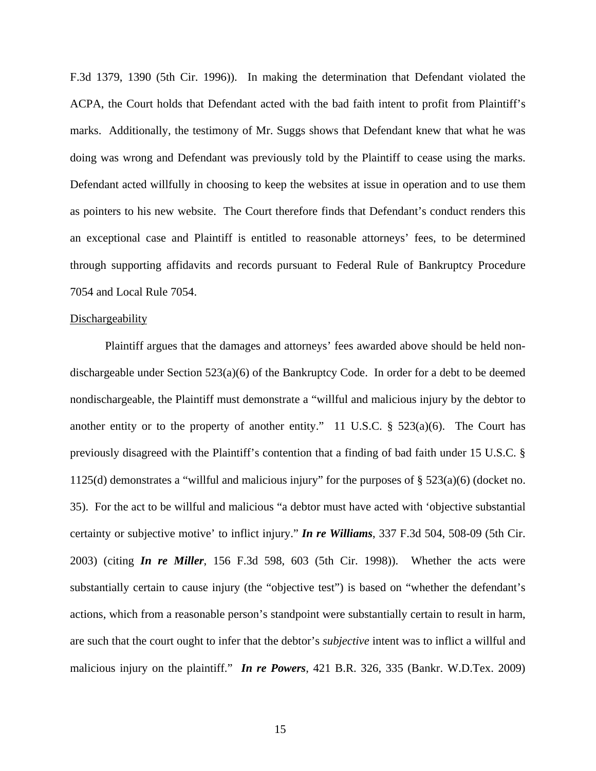F.3d 1379, 1390 (5th Cir. 1996)). In making the determination that Defendant violated the ACPA, the Court holds that Defendant acted with the bad faith intent to profit from Plaintiff's marks. Additionally, the testimony of Mr. Suggs shows that Defendant knew that what he was doing was wrong and Defendant was previously told by the Plaintiff to cease using the marks. Defendant acted willfully in choosing to keep the websites at issue in operation and to use them as pointers to his new website. The Court therefore finds that Defendant's conduct renders this an exceptional case and Plaintiff is entitled to reasonable attorneys' fees, to be determined through supporting affidavits and records pursuant to Federal Rule of Bankruptcy Procedure 7054 and Local Rule 7054.

<u>Dischargeability</u>

Plaintiff argues that the damages and attorneys' fees awarded above should be held non-dischargeable under Section 523(a)(6) of the Bankruptcy Code. In order for a debt to be deemed nondischargeable, the Plaintiff must demonstrate a "willful and malicious injury by the debtor to another entity or to the property of another entity." 11 U.S.C. § 523(a)(6). The Court has previously disagreed with the Plaintiff's contention that a finding of bad faith under 15 U.S.C. § 1125(d) demonstrates a "willful and malicious injury" for the purposes of § 523(a)(6) (docket no. 35). For the act to be willful and malicious "a debtor must have acted with 'objective substantial certainty or subjective motive' to inflict injury." ***In re Williams***, 337 F.3d 504, 508-09 (5th Cir. 2003) (citing ***In re Miller***, 156 F.3d 598, 603 (5th Cir. 1998)). Whether the acts were substantially certain to cause injury (the "objective test") is based on "whether the defendant's actions, which from a reasonable person's standpoint were substantially certain to result in harm, are such that the court ought to infer that the debtor's *subjective* intent was to inflict a willful and malicious injury on the plaintiff." ***In re Powers***, 421 B.R. 326, 335 (Bankr. W.D.Tex. 2009)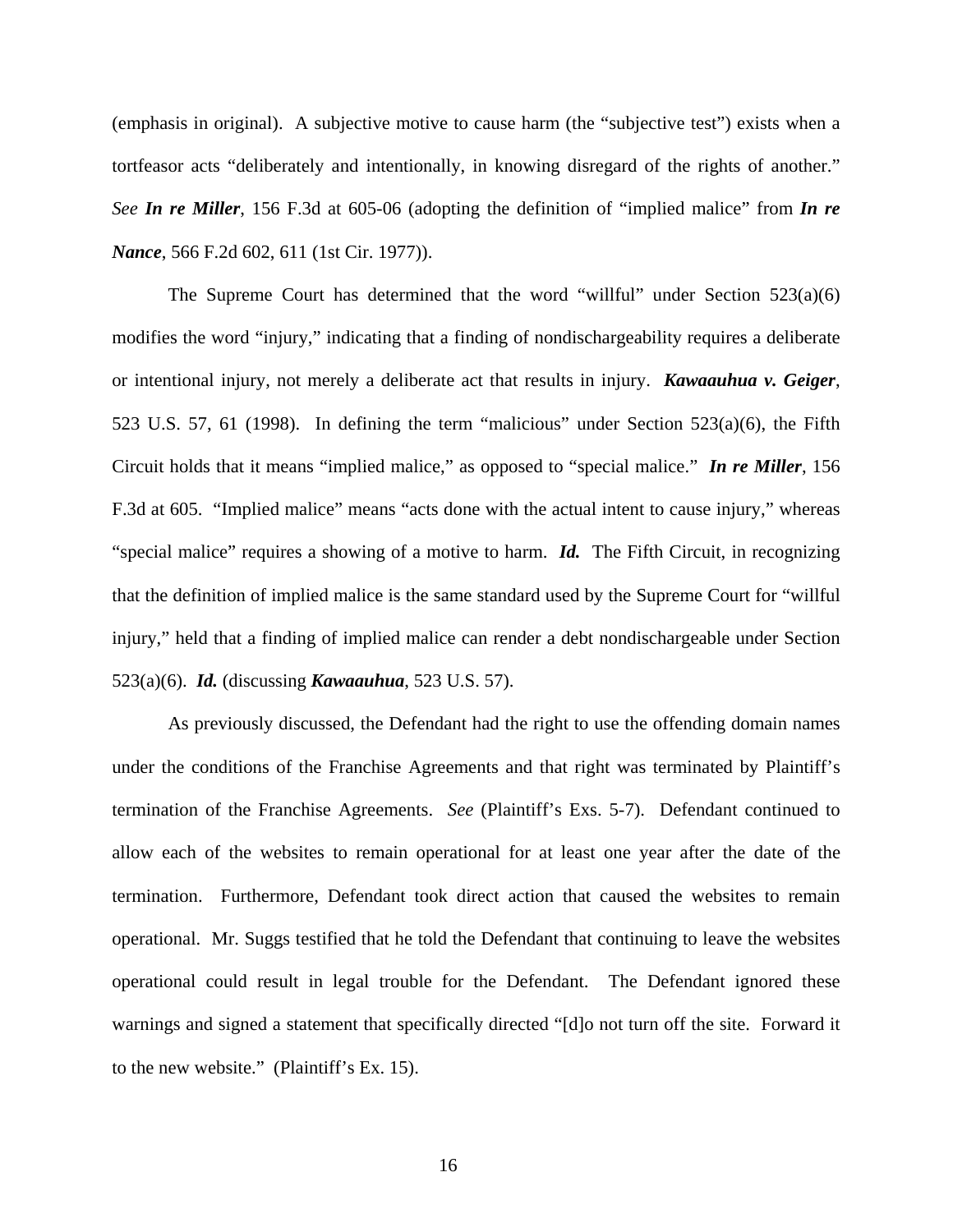(emphasis in original). A subjective motive to cause harm (the "subjective test") exists when a tortfeasor acts "deliberately and intentionally, in knowing disregard of the rights of another." *See* ***In re Miller***, 156 F.3d at 605-06 (adopting the definition of "implied malice" from ***In re Nance***, 566 F.2d 602, 611 (1st Cir. 1977)).

The Supreme Court has determined that the word "willful" under Section 523(a)(6) modifies the word "injury," indicating that a finding of nondischargeability requires a deliberate or intentional injury, not merely a deliberate act that results in injury. ***Kawaauhua v. Geiger***, 523 U.S. 57, 61 (1998). In defining the term "malicious" under Section 523(a)(6), the Fifth Circuit holds that it means "implied malice," as opposed to "special malice." ***In re Miller***, 156 F.3d at 605. "Implied malice" means "acts done with the actual intent to cause injury," whereas "special malice" requires a showing of a motive to harm. ***Id.*** The Fifth Circuit, in recognizing that the definition of implied malice is the same standard used by the Supreme Court for "willful injury," held that a finding of implied malice can render a debt nondischargeable under Section 523(a)(6). ***Id.*** (discussing ***Kawaauhua***, 523 U.S. 57).

As previously discussed, the Defendant had the right to use the offending domain names under the conditions of the Franchise Agreements and that right was terminated by Plaintiff's termination of the Franchise Agreements. *See* (Plaintiff's Exs. 5-7). Defendant continued to allow each of the websites to remain operational for at least one year after the date of the termination. Furthermore, Defendant took direct action that caused the websites to remain operational. Mr. Suggs testified that he told the Defendant that continuing to leave the websites operational could result in legal trouble for the Defendant. The Defendant ignored these warnings and signed a statement that specifically directed "[d]o not turn off the site. Forward it to the new website." (Plaintiff's Ex. 15).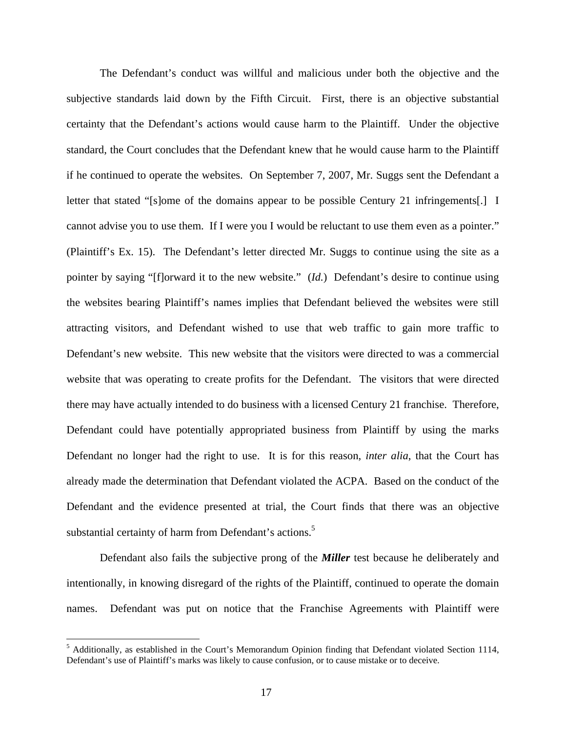The Defendant's conduct was willful and malicious under both the objective and the subjective standards laid down by the Fifth Circuit. First, there is an objective substantial certainty that the Defendant's actions would cause harm to the Plaintiff. Under the objective standard, the Court concludes that the Defendant knew that he would cause harm to the Plaintiff if he continued to operate the websites. On September 7, 2007, Mr. Suggs sent the Defendant a letter that stated "[s]ome of the domains appear to be possible Century 21 infringements[.] I cannot advise you to use them. If I were you I would be reluctant to use them even as a pointer." (Plaintiff's Ex. 15). The Defendant's letter directed Mr. Suggs to continue using the site as a pointer by saying "[f]orward it to the new website." (*Id.*) Defendant's desire to continue using the websites bearing Plaintiff's names implies that Defendant believed the websites were still attracting visitors, and Defendant wished to use that web traffic to gain more traffic to Defendant's new website. This new website that the visitors were directed to was a commercial website that was operating to create profits for the Defendant. The visitors that were directed there may have actually intended to do business with a licensed Century 21 franchise. Therefore, Defendant could have potentially appropriated business from Plaintiff by using the marks Defendant no longer had the right to use. It is for this reason, *inter alia*, that the Court has already made the determination that Defendant violated the ACPA. Based on the conduct of the Defendant and the evidence presented at trial, the Court finds that there was an objective substantial certainty of harm from Defendant's actions.[5]

Defendant also fails the subjective prong of the ***Miller*** test because he deliberately and intentionally, in knowing disregard of the rights of the Plaintiff, continued to operate the domain names. Defendant was put on notice that the Franchise Agreements with Plaintiff were

---

[5] Additionally, as established in the Court's Memorandum Opinion finding that Defendant violated Section 1114, Defendant's use of Plaintiff's marks was likely to cause confusion, or to cause mistake or to deceive.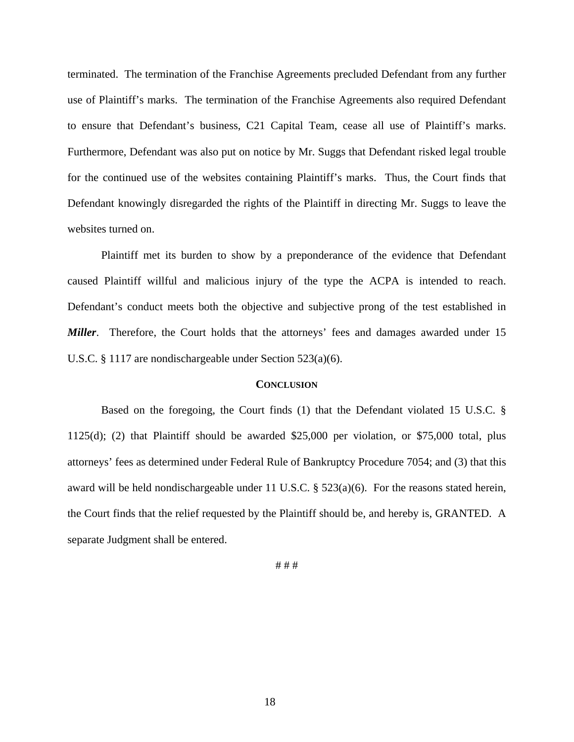terminated. The termination of the Franchise Agreements precluded Defendant from any further use of Plaintiff's marks. The termination of the Franchise Agreements also required Defendant to ensure that Defendant's business, C21 Capital Team, cease all use of Plaintiff's marks. Furthermore, Defendant was also put on notice by Mr. Suggs that Defendant risked legal trouble for the continued use of the websites containing Plaintiff's marks. Thus, the Court finds that Defendant knowingly disregarded the rights of the Plaintiff in directing Mr. Suggs to leave the websites turned on.

Plaintiff met its burden to show by a preponderance of the evidence that Defendant caused Plaintiff willful and malicious injury of the type the ACPA is intended to reach. Defendant's conduct meets both the objective and subjective prong of the test established in ***Miller***. Therefore, the Court holds that the attorneys' fees and damages awarded under 15 U.S.C. § 1117 are nondischargeable under Section 523(a)(6).

## CONCLUSION

Based on the foregoing, the Court finds (1) that the Defendant violated 15 U.S.C. § 1125(d); (2) that Plaintiff should be awarded $25,000 per violation, or $75,000 total, plus attorneys' fees as determined under Federal Rule of Bankruptcy Procedure 7054; and (3) that this award will be held nondischargeable under 11 U.S.C. § 523(a)(6). For the reasons stated herein, the Court finds that the relief requested by the Plaintiff should be, and hereby is, GRANTED. A separate Judgment shall be entered.

# # #